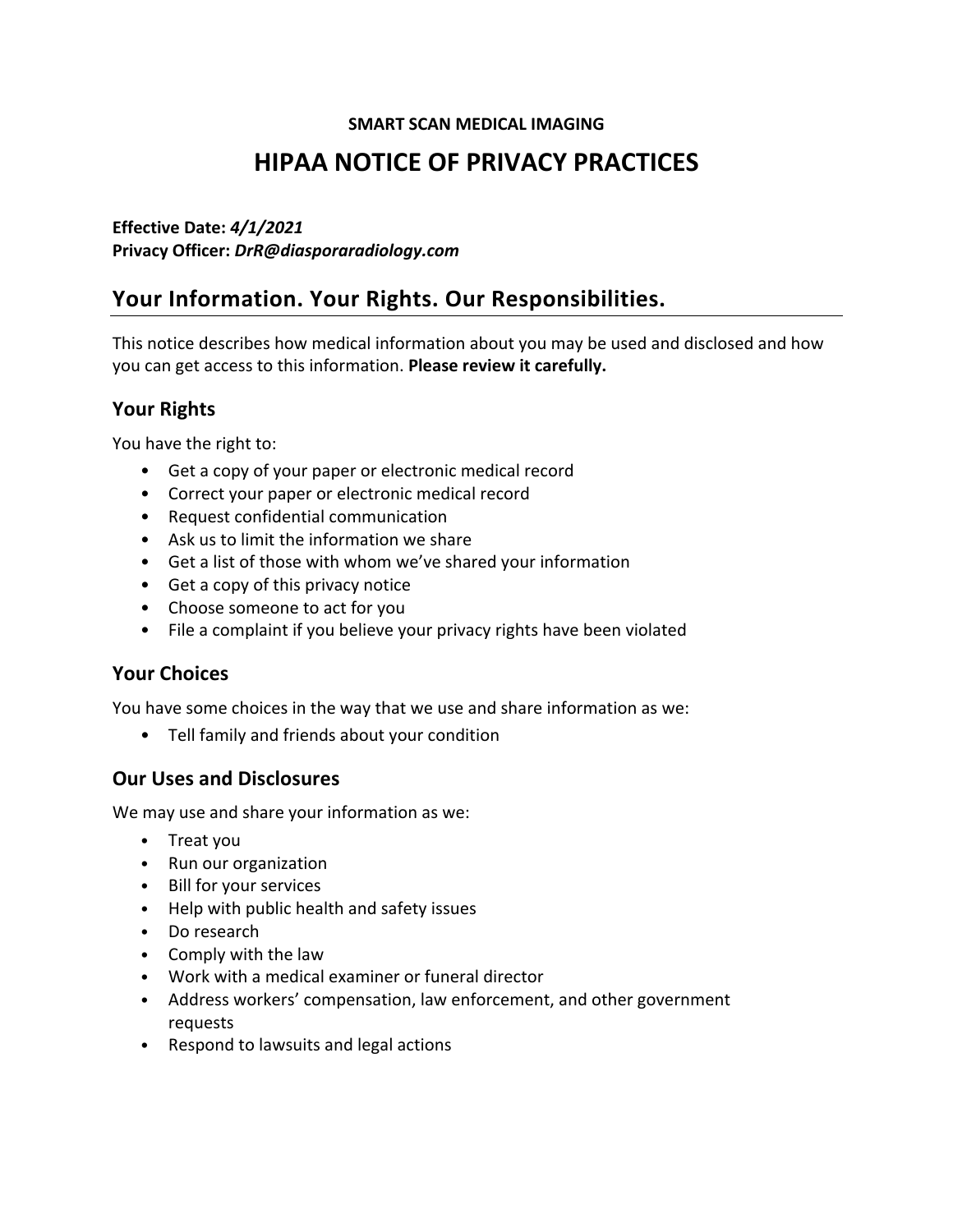**SMART SCAN MEDICAL IMAGING**

# HIPAA NOTICE OF PRIVACY PRACTICES

**Effective Date:** ***4/1/2021***
**Privacy Officer:** ***DrR@diasporaradiology.com***

## Your Information. Your Rights. Our Responsibilities.

This notice describes how medical information about you may be used and disclosed and how you can get access to this information. **Please review it carefully.**

### Your Rights

You have the right to:

- Get a copy of your paper or electronic medical record
- Correct your paper or electronic medical record
- Request confidential communication
- Ask us to limit the information we share
- Get a list of those with whom we've shared your information
- Get a copy of this privacy notice
- Choose someone to act for you
- File a complaint if you believe your privacy rights have been violated

### Your Choices

You have some choices in the way that we use and share information as we:

- Tell family and friends about your condition

### Our Uses and Disclosures

We may use and share your information as we:

- Treat you
- Run our organization
- Bill for your services
- Help with public health and safety issues
- Do research
- Comply with the law
- Work with a medical examiner or funeral director
- Address workers' compensation, law enforcement, and other government requests
- Respond to lawsuits and legal actions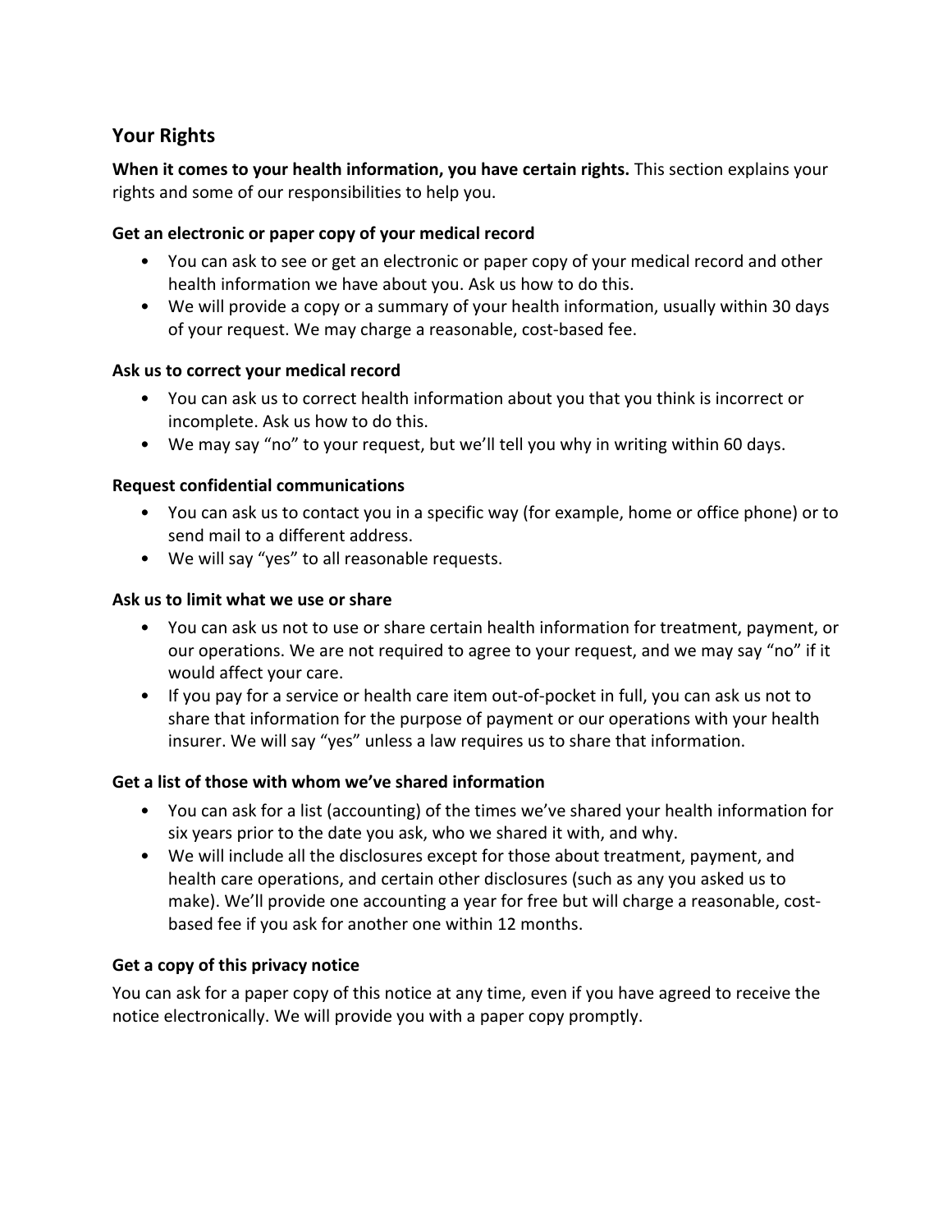## Your Rights

**When it comes to your health information, you have certain rights.** This section explains your rights and some of our responsibilities to help you.

### Get an electronic or paper copy of your medical record

- You can ask to see or get an electronic or paper copy of your medical record and other health information we have about you. Ask us how to do this.
- We will provide a copy or a summary of your health information, usually within 30 days of your request. We may charge a reasonable, cost-based fee.

### Ask us to correct your medical record

- You can ask us to correct health information about you that you think is incorrect or incomplete. Ask us how to do this.
- We may say "no" to your request, but we'll tell you why in writing within 60 days.

### Request confidential communications

- You can ask us to contact you in a specific way (for example, home or office phone) or to send mail to a different address.
- We will say "yes" to all reasonable requests.

### Ask us to limit what we use or share

- You can ask us not to use or share certain health information for treatment, payment, or our operations. We are not required to agree to your request, and we may say "no" if it would affect your care.
- If you pay for a service or health care item out-of-pocket in full, you can ask us not to share that information for the purpose of payment or our operations with your health insurer. We will say "yes" unless a law requires us to share that information.

### Get a list of those with whom we've shared information

- You can ask for a list (accounting) of the times we've shared your health information for six years prior to the date you ask, who we shared it with, and why.
- We will include all the disclosures except for those about treatment, payment, and health care operations, and certain other disclosures (such as any you asked us to make). We'll provide one accounting a year for free but will charge a reasonable, cost-based fee if you ask for another one within 12 months.

### Get a copy of this privacy notice

You can ask for a paper copy of this notice at any time, even if you have agreed to receive the notice electronically. We will provide you with a paper copy promptly.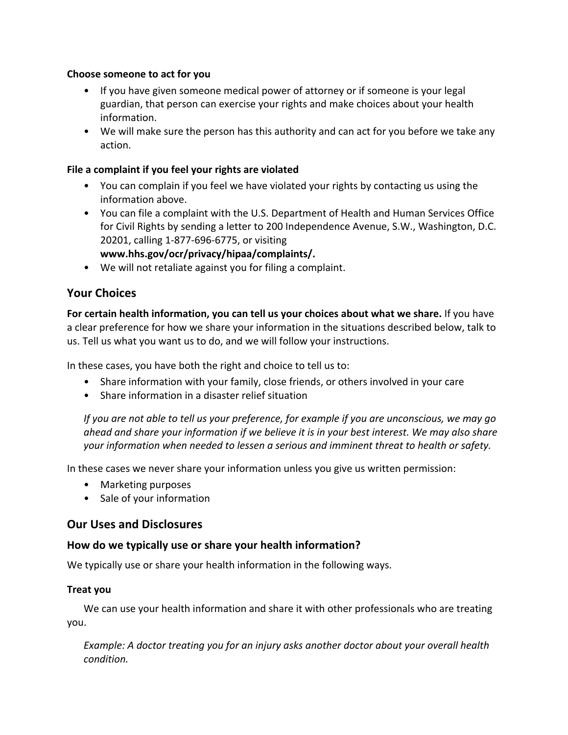**Choose someone to act for you**

- If you have given someone medical power of attorney or if someone is your legal guardian, that person can exercise your rights and make choices about your health information.
- We will make sure the person has this authority and can act for you before we take any action.

**File a complaint if you feel your rights are violated**

- You can complain if you feel we have violated your rights by contacting us using the information above.
- You can file a complaint with the U.S. Department of Health and Human Services Office for Civil Rights by sending a letter to 200 Independence Avenue, S.W., Washington, D.C. 20201, calling 1-877-696-6775, or visiting **www.hhs.gov/ocr/privacy/hipaa/complaints/.**
- We will not retaliate against you for filing a complaint.

## Your Choices

**For certain health information, you can tell us your choices about what we share.** If you have a clear preference for how we share your information in the situations described below, talk to us. Tell us what you want us to do, and we will follow your instructions.

In these cases, you have both the right and choice to tell us to:

- Share information with your family, close friends, or others involved in your care
- Share information in a disaster relief situation

*If you are not able to tell us your preference, for example if you are unconscious, we may go ahead and share your information if we believe it is in your best interest. We may also share your information when needed to lessen a serious and imminent threat to health or safety.*

In these cases we never share your information unless you give us written permission:

- Marketing purposes
- Sale of your information

## Our Uses and Disclosures

### How do we typically use or share your health information?

We typically use or share your health information in the following ways.

**Treat you**

We can use your health information and share it with other professionals who are treating you.

*Example: A doctor treating you for an injury asks another doctor about your overall health condition.*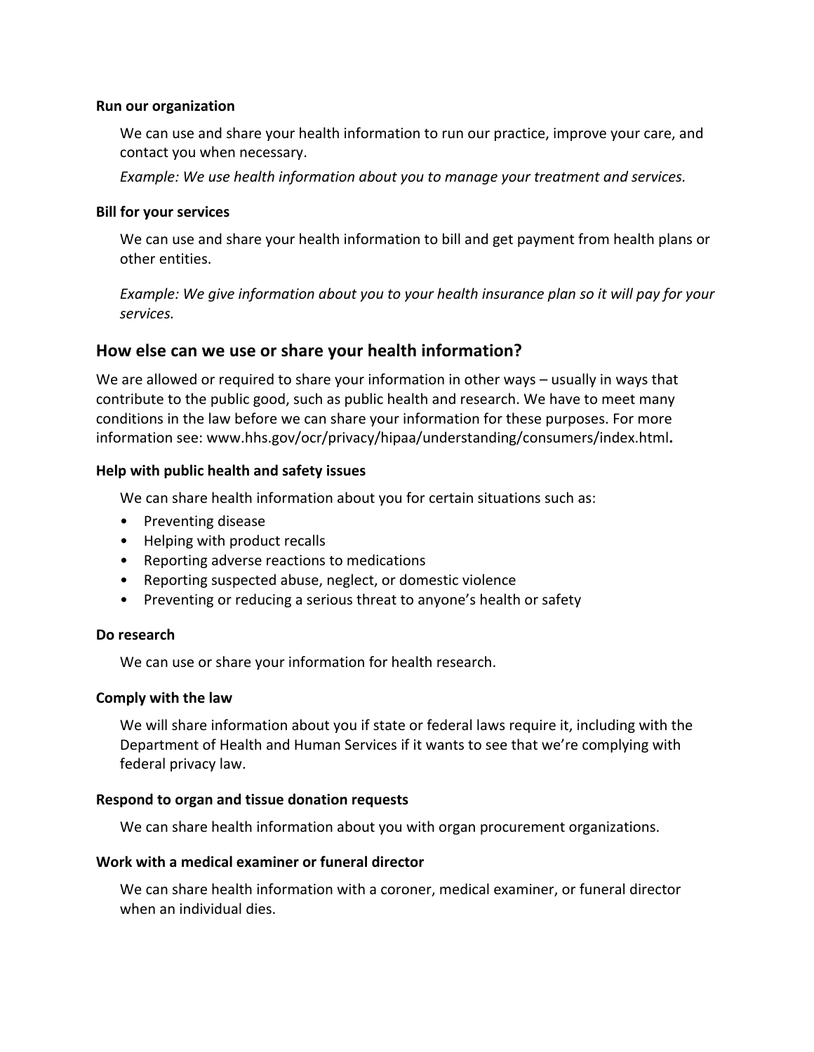### Run our organization

We can use and share your health information to run our practice, improve your care, and contact you when necessary.

*Example: We use health information about you to manage your treatment and services.*

### Bill for your services

We can use and share your health information to bill and get payment from health plans or other entities.

*Example: We give information about you to your health insurance plan so it will pay for your services.*

## How else can we use or share your health information?

We are allowed or required to share your information in other ways – usually in ways that contribute to the public good, such as public health and research. We have to meet many conditions in the law before we can share your information for these purposes. For more information see: www.hhs.gov/ocr/privacy/hipaa/understanding/consumers/index.html**.**

### Help with public health and safety issues

We can share health information about you for certain situations such as:

- Preventing disease
- Helping with product recalls
- Reporting adverse reactions to medications
- Reporting suspected abuse, neglect, or domestic violence
- Preventing or reducing a serious threat to anyone's health or safety

### Do research

We can use or share your information for health research.

### Comply with the law

We will share information about you if state or federal laws require it, including with the Department of Health and Human Services if it wants to see that we're complying with federal privacy law.

### Respond to organ and tissue donation requests

We can share health information about you with organ procurement organizations.

### Work with a medical examiner or funeral director

We can share health information with a coroner, medical examiner, or funeral director when an individual dies.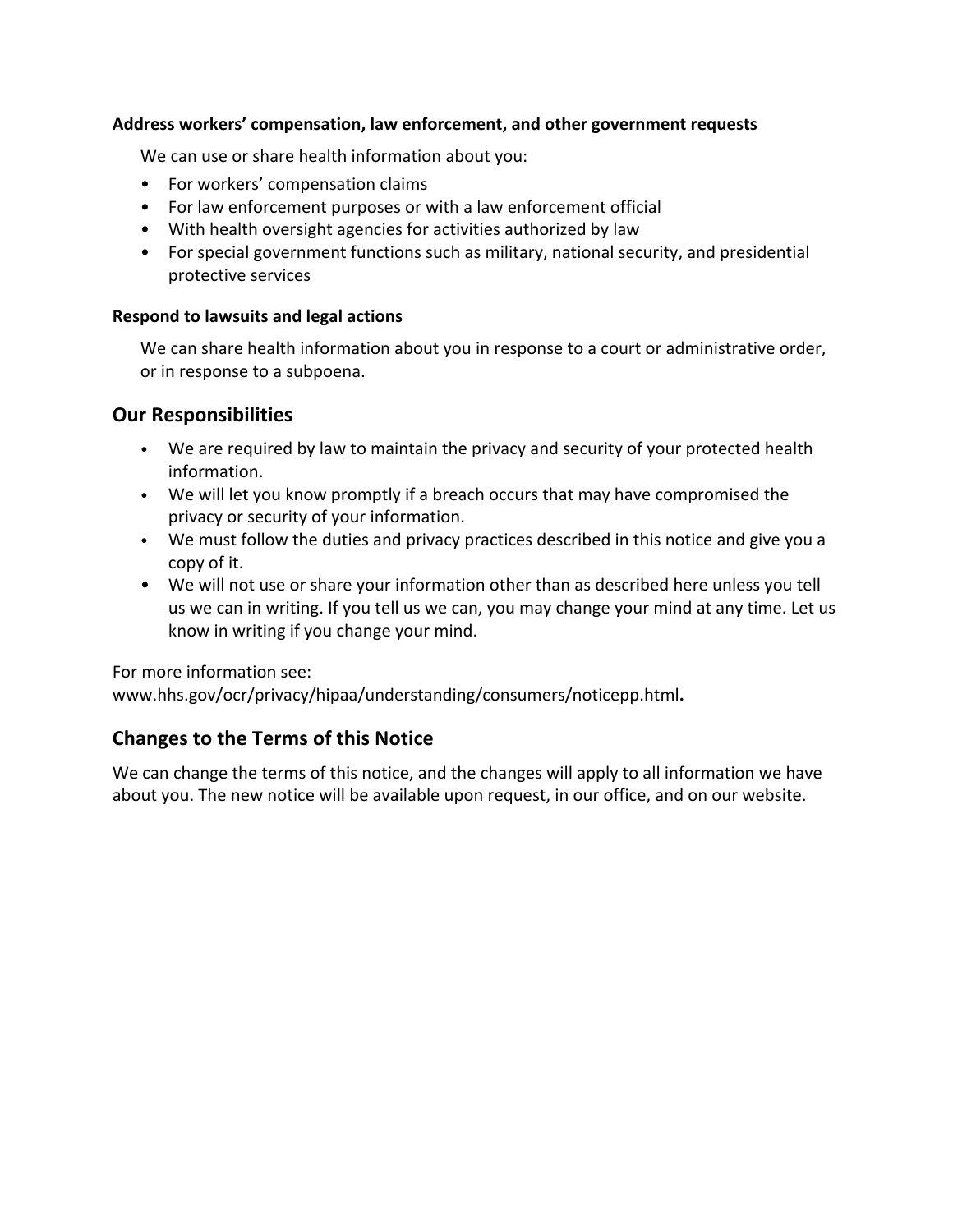#### Address workers' compensation, law enforcement, and other government requests

We can use or share health information about you:

- For workers' compensation claims
- For law enforcement purposes or with a law enforcement official
- With health oversight agencies for activities authorized by law
- For special government functions such as military, national security, and presidential protective services

#### Respond to lawsuits and legal actions

We can share health information about you in response to a court or administrative order, or in response to a subpoena.

## Our Responsibilities

- We are required by law to maintain the privacy and security of your protected health information.
- We will let you know promptly if a breach occurs that may have compromised the privacy or security of your information.
- We must follow the duties and privacy practices described in this notice and give you a copy of it.
- We will not use or share your information other than as described here unless you tell us we can in writing. If you tell us we can, you may change your mind at any time. Let us know in writing if you change your mind.

For more information see:
www.hhs.gov/ocr/privacy/hipaa/understanding/consumers/noticepp.html**.**

## Changes to the Terms of this Notice

We can change the terms of this notice, and the changes will apply to all information we have about you. The new notice will be available upon request, in our office, and on our website.